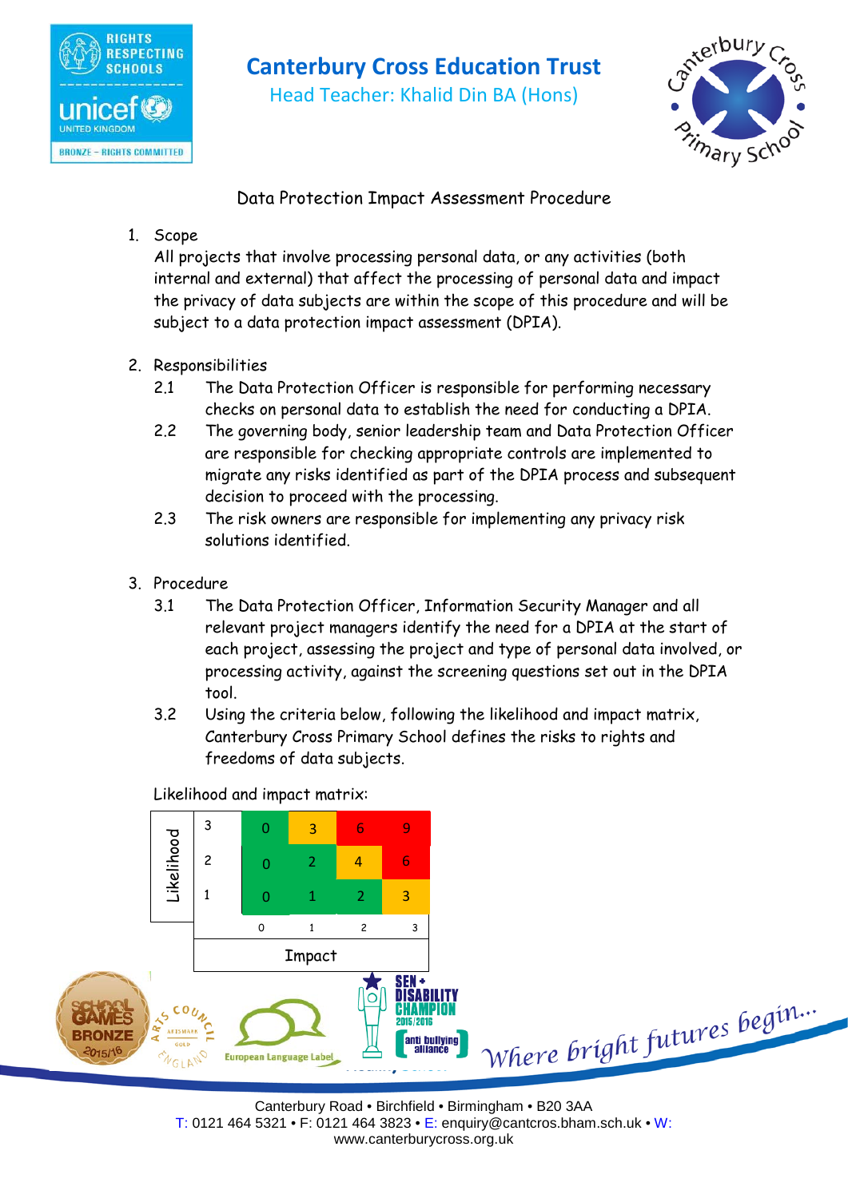# Canterbury Cross Education Trust

Head Teacher: Khalid Din BA (Hons)

## Data Protection Impact Assessment Procedure

1. Scope

   All projects that involve processing personal data, or any activities (both internal and external) that affect the processing of personal data and impact the privacy of data subjects are within the scope of this procedure and will be subject to a data protection impact assessment (DPIA).

2. Responsibilities

   2.1 The Data Protection Officer is responsible for performing necessary checks on personal data to establish the need for conducting a DPIA.

   2.2 The governing body, senior leadership team and Data Protection Officer are responsible for checking appropriate controls are implemented to migrate any risks identified as part of the DPIA process and subsequent decision to proceed with the processing.

   2.3 The risk owners are responsible for implementing any privacy risk solutions identified.

3. Procedure

   3.1 The Data Protection Officer, Information Security Manager and all relevant project managers identify the need for a DPIA at the start of each project, assessing the project and type of personal data involved, or processing activity, against the screening questions set out in the DPIA tool.

   3.2 Using the criteria below, following the likelihood and impact matrix, Canterbury Cross Primary School defines the risks to rights and freedoms of data subjects.

Likelihood and impact matrix:

| Likelihood | | | | | |
|---|---|---|---|---|---|
| | 3 | 0 | 3 | 6 | 9 |
| | 2 | 0 | 2 | 4 | 6 |
| | 1 | 0 | 1 | 2 | 3 |
| | | 0 | 1 | 2 | 3 |
| | | Impact | | | |

Where bright futures begin...

Canterbury Road • Birchfield • Birmingham • B20 3AA

T: 0121 464 5321 • F: 0121 464 3823 • E: enquiry@cantcros.bham.sch.uk • W: www.canterburycross.org.uk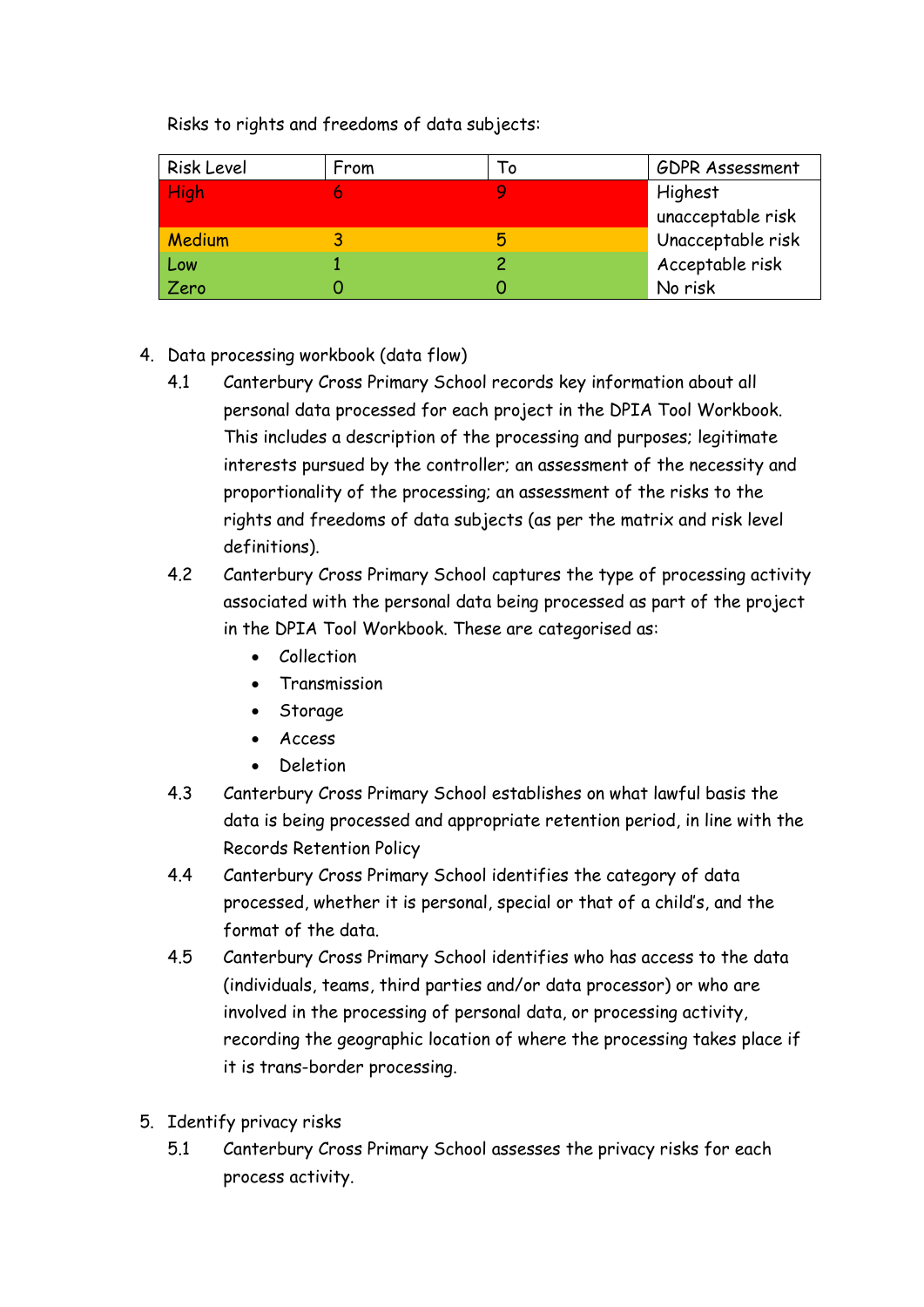Risks to rights and freedoms of data subjects:

| Risk Level | From | To | GDPR Assessment |
|---|---|---|---|
| High | 6 | 9 | Highest unacceptable risk |
| Medium | 3 | 5 | Unacceptable risk |
| Low | 1 | 2 | Acceptable risk |
| Zero | 0 | 0 | No risk |

4. Data processing workbook (data flow)
   - 4.1 Canterbury Cross Primary School records key information about all personal data processed for each project in the DPIA Tool Workbook. This includes a description of the processing and purposes; legitimate interests pursued by the controller; an assessment of the necessity and proportionality of the processing; an assessment of the risks to the rights and freedoms of data subjects (as per the matrix and risk level definitions).
   - 4.2 Canterbury Cross Primary School captures the type of processing activity associated with the personal data being processed as part of the project in the DPIA Tool Workbook. These are categorised as:
     - Collection
     - Transmission
     - Storage
     - Access
     - Deletion
   - 4.3 Canterbury Cross Primary School establishes on what lawful basis the data is being processed and appropriate retention period, in line with the Records Retention Policy
   - 4.4 Canterbury Cross Primary School identifies the category of data processed, whether it is personal, special or that of a child's, and the format of the data.
   - 4.5 Canterbury Cross Primary School identifies who has access to the data (individuals, teams, third parties and/or data processor) or who are involved in the processing of personal data, or processing activity, recording the geographic location of where the processing takes place if it is trans-border processing.

5. Identify privacy risks
   - 5.1 Canterbury Cross Primary School assesses the privacy risks for each process activity.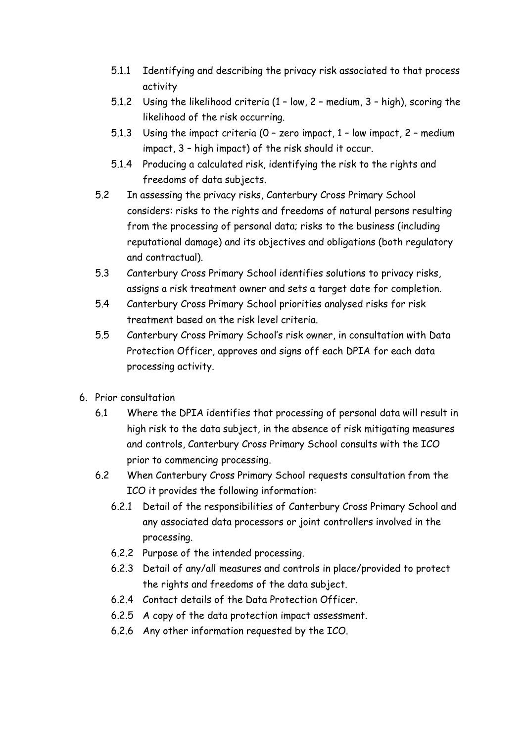- 5.1.1 Identifying and describing the privacy risk associated to that process activity
- 5.1.2 Using the likelihood criteria (1 – low, 2 – medium, 3 – high), scoring the likelihood of the risk occurring.
- 5.1.3 Using the impact criteria (0 – zero impact, 1 – low impact, 2 – medium impact, 3 – high impact) of the risk should it occur.
- 5.1.4 Producing a calculated risk, identifying the risk to the rights and freedoms of data subjects.

5.2 In assessing the privacy risks, Canterbury Cross Primary School considers: risks to the rights and freedoms of natural persons resulting from the processing of personal data; risks to the business (including reputational damage) and its objectives and obligations (both regulatory and contractual).

5.3 Canterbury Cross Primary School identifies solutions to privacy risks, assigns a risk treatment owner and sets a target date for completion.

5.4 Canterbury Cross Primary School priorities analysed risks for risk treatment based on the risk level criteria.

5.5 Canterbury Cross Primary School's risk owner, in consultation with Data Protection Officer, approves and signs off each DPIA for each data processing activity.

6. Prior consultation

6.1 Where the DPIA identifies that processing of personal data will result in high risk to the data subject, in the absence of risk mitigating measures and controls, Canterbury Cross Primary School consults with the ICO prior to commencing processing.

6.2 When Canterbury Cross Primary School requests consultation from the ICO it provides the following information:

- 6.2.1 Detail of the responsibilities of Canterbury Cross Primary School and any associated data processors or joint controllers involved in the processing.
- 6.2.2 Purpose of the intended processing.
- 6.2.3 Detail of any/all measures and controls in place/provided to protect the rights and freedoms of the data subject.
- 6.2.4 Contact details of the Data Protection Officer.
- 6.2.5 A copy of the data protection impact assessment.
- 6.2.6 Any other information requested by the ICO.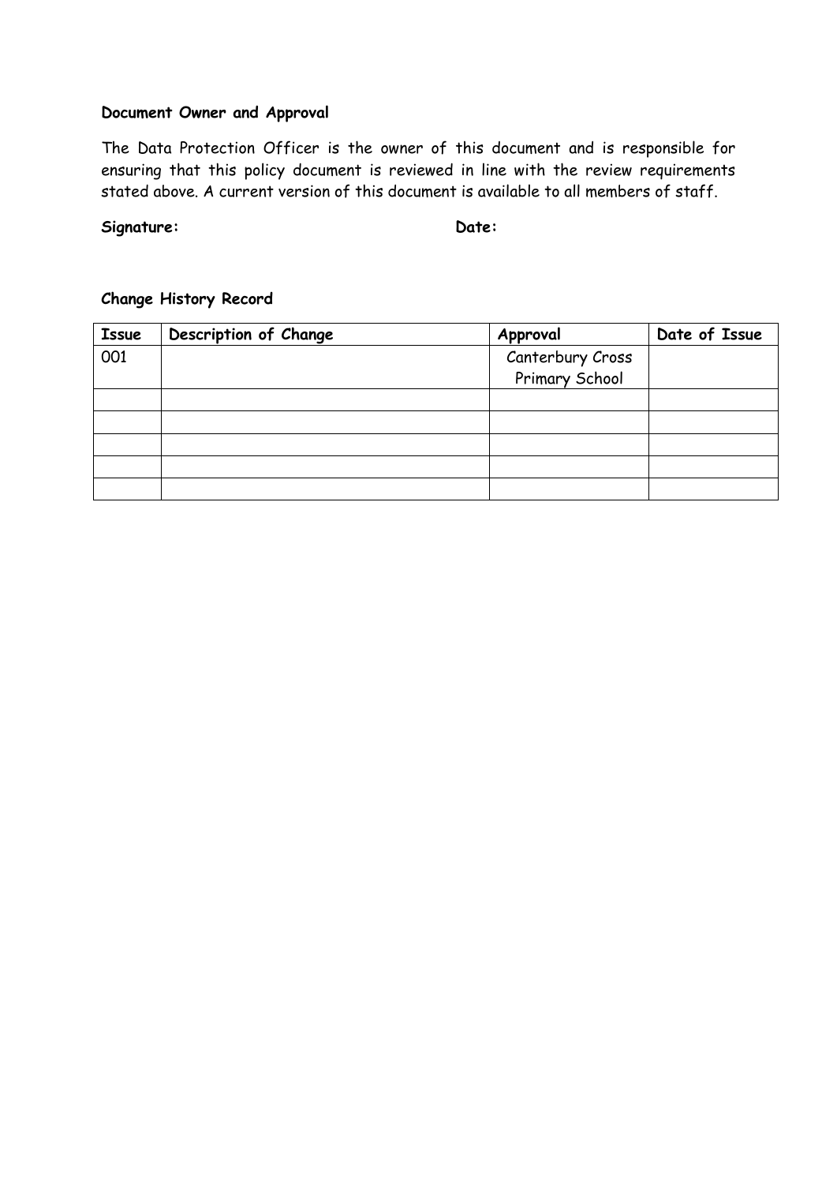**Document Owner and Approval**

The Data Protection Officer is the owner of this document and is responsible for ensuring that this policy document is reviewed in line with the review requirements stated above. A current version of this document is available to all members of staff.

**Signature:** **Date:**

**Change History Record**

| Issue | Description of Change | Approval | Date of Issue |
|---|---|---|---|
| 001 | | Canterbury Cross Primary School | |
| | | | |
| | | | |
| | | | |
| | | | |
| | | | |